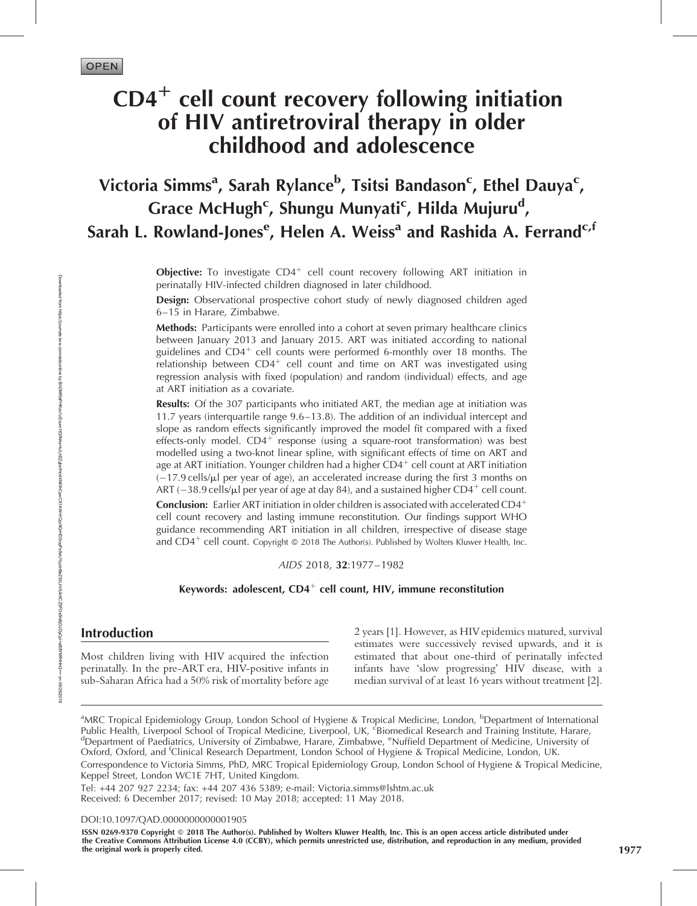OPEN

# $CD4^+$ cell count recovery following initiation of HIV antiretroviral therapy in older childhood and adolescence

Victoria Simms[a], Sarah Rylance[b], Tsitsi Bandason[c], Ethel Dauya[c], Grace McHugh[c], Shungu Munyati[c], Hilda Mujuru[d], Sarah L. Rowland-Jones[e], Helen A. Weiss[a] and Rashida A. Ferrand[c,f]

**Objective:** To investigate $CD4^+$ cell count recovery following ART initiation in perinatally HIV-infected children diagnosed in later childhood.

**Design:** Observational prospective cohort study of newly diagnosed children aged 6–15 in Harare, Zimbabwe.

**Methods:** Participants were enrolled into a cohort at seven primary healthcare clinics between January 2013 and January 2015. ART was initiated according to national guidelines and $CD4^+$ cell counts were performed 6-monthly over 18 months. The relationship between $CD4^+$ cell count and time on ART was investigated using regression analysis with fixed (population) and random (individual) effects, and age at ART initiation as a covariate.

**Results:** Of the 307 participants who initiated ART, the median age at initiation was 11.7 years (interquartile range 9.6–13.8). The addition of an individual intercept and slope as random effects significantly improved the model fit compared with a fixed effects-only model. $CD4^+$ response (using a square-root transformation) was best modelled using a two-knot linear spline, with significant effects of time on ART and age at ART initiation. Younger children had a higher $CD4^+$ cell count at ART initiation (−17.9 cells/μl per year of age), an accelerated increase during the first 3 months on ART (−38.9 cells/μl per year of age at day 84), and a sustained higher $CD4^+$ cell count.

**Conclusion:** Earlier ART initiation in older children is associated with accelerated $CD4^+$ cell count recovery and lasting immune reconstitution. Our findings support WHO guidance recommending ART initiation in all children, irrespective of disease stage and $CD4^+$ cell count. Copyright © 2018 The Author(s). Published by Wolters Kluwer Health, Inc.

*AIDS* 2018, **32**:1977–1982

**Keywords:** adolescent, $CD4^+$ cell count, HIV, immune reconstitution

## Introduction

Most children living with HIV acquired the infection perinatally. In the pre-ART era, HIV-positive infants in sub-Saharan Africa had a 50% risk of mortality before age 2 years [1]. However, as HIV epidemics matured, survival estimates were successively revised upwards, and it is estimated that about one-third of perinatally infected infants have 'slow progressing' HIV disease, with a median survival of at least 16 years without treatment [2].

---

[a]MRC Tropical Epidemiology Group, London School of Hygiene & Tropical Medicine, London, [b]Department of International Public Health, Liverpool School of Tropical Medicine, Liverpool, UK, [c]Biomedical Research and Training Institute, Harare, [d]Department of Paediatrics, University of Zimbabwe, Harare, Zimbabwe, [e]Nuffield Department of Medicine, University of Oxford, Oxford, and [f]Clinical Research Department, London School of Hygiene & Tropical Medicine, London, UK.

Correspondence to Victoria Simms, PhD, MRC Tropical Epidemiology Group, London School of Hygiene & Tropical Medicine, Keppel Street, London WC1E 7HT, United Kingdom.

Tel: +44 207 927 2234; fax: +44 207 436 5389; e-mail: Victoria.simms@lshtm.ac.uk

Received: 6 December 2017; revised: 10 May 2018; accepted: 11 May 2018.

DOI:10.1097/QAD.0000000000001905

ISSN 0269-9370 Copyright © 2018 The Author(s). Published by Wolters Kluwer Health, Inc. This is an open access article distributed under the Creative Commons Attribution License 4.0 (CCBY), which permits unrestricted use, distribution, and reproduction in any medium, provided the original work is properly cited.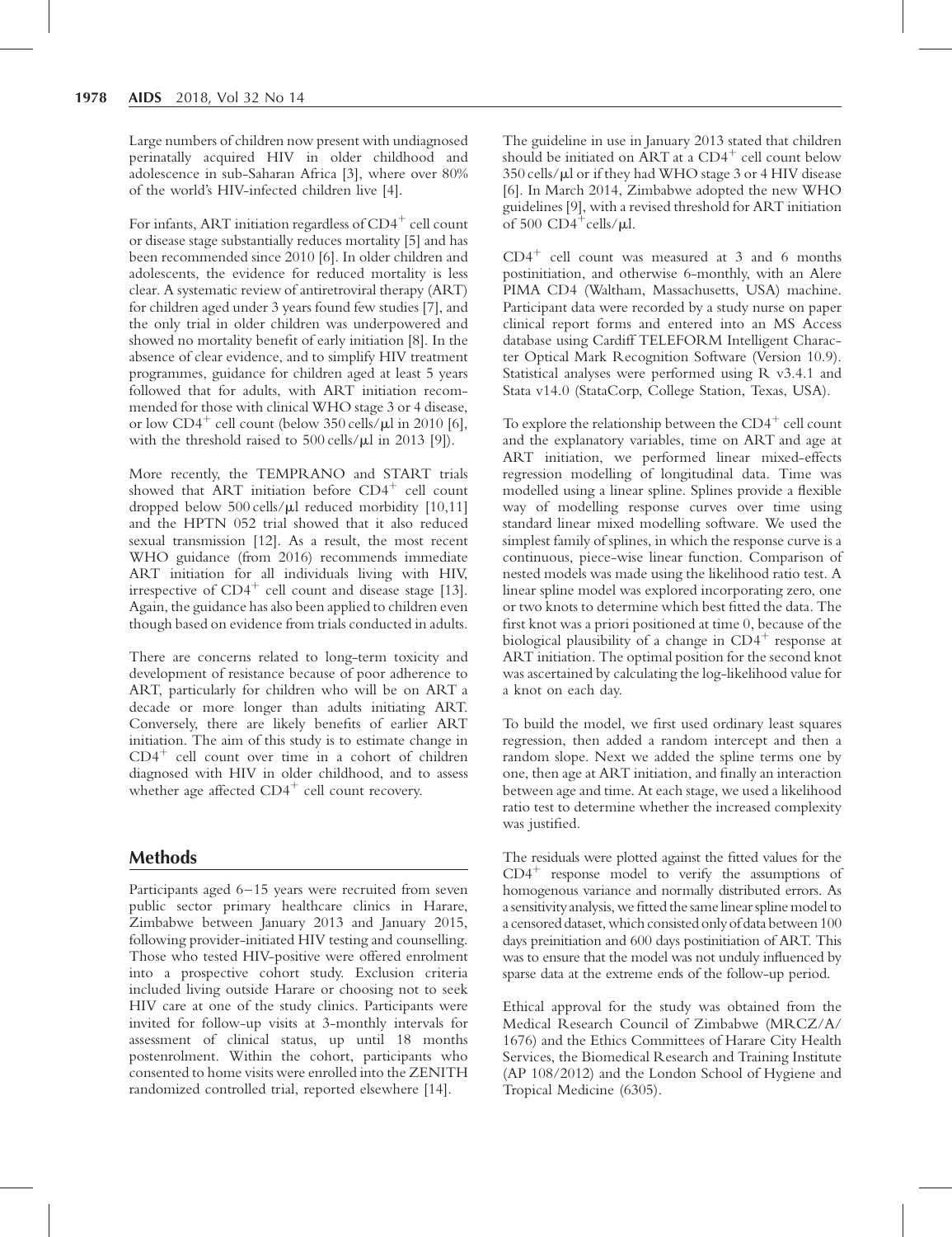Large numbers of children now present with undiagnosed perinatally acquired HIV in older childhood and adolescence in sub-Saharan Africa [3], where over 80% of the world's HIV-infected children live [4].

For infants, ART initiation regardless of $CD4^+$ cell count or disease stage substantially reduces mortality [5] and has been recommended since 2010 [6]. In older children and adolescents, the evidence for reduced mortality is less clear. A systematic review of antiretroviral therapy (ART) for children aged under 3 years found few studies [7], and the only trial in older children was underpowered and showed no mortality benefit of early initiation [8]. In the absence of clear evidence, and to simplify HIV treatment programmes, guidance for children aged at least 5 years followed that for adults, with ART initiation recommended for those with clinical WHO stage 3 or 4 disease, or low $CD4^+$ cell count (below 350 cells/μl in 2010 [6], with the threshold raised to 500 cells/μl in 2013 [9]).

More recently, the TEMPRANO and START trials showed that ART initiation before $CD4^+$ cell count dropped below 500 cells/μl reduced morbidity [10,11] and the HPTN 052 trial showed that it also reduced sexual transmission [12]. As a result, the most recent WHO guidance (from 2016) recommends immediate ART initiation for all individuals living with HIV, irrespective of $CD4^+$ cell count and disease stage [13]. Again, the guidance has also been applied to children even though based on evidence from trials conducted in adults.

There are concerns related to long-term toxicity and development of resistance because of poor adherence to ART, particularly for children who will be on ART a decade or more longer than adults initiating ART. Conversely, there are likely benefits of earlier ART initiation. The aim of this study is to estimate change in $CD4^+$ cell count over time in a cohort of children diagnosed with HIV in older childhood, and to assess whether age affected $CD4^+$ cell count recovery.

## Methods

Participants aged 6–15 years were recruited from seven public sector primary healthcare clinics in Harare, Zimbabwe between January 2013 and January 2015, following provider-initiated HIV testing and counselling. Those who tested HIV-positive were offered enrolment into a prospective cohort study. Exclusion criteria included living outside Harare or choosing not to seek HIV care at one of the study clinics. Participants were invited for follow-up visits at 3-monthly intervals for assessment of clinical status, up until 18 months postenrolment. Within the cohort, participants who consented to home visits were enrolled into the ZENITH randomized controlled trial, reported elsewhere [14].

The guideline in use in January 2013 stated that children should be initiated on ART at a $CD4^+$ cell count below 350 cells/μl or if they had WHO stage 3 or 4 HIV disease [6]. In March 2014, Zimbabwe adopted the new WHO guidelines [9], with a revised threshold for ART initiation of 500 $CD4^+$ cells/μl.

$CD4^+$ cell count was measured at 3 and 6 months postinitiation, and otherwise 6-monthly, with an Alere PIMA CD4 (Waltham, Massachusetts, USA) machine. Participant data were recorded by a study nurse on paper clinical report forms and entered into an MS Access database using Cardiff TELEFORM Intelligent Character Optical Mark Recognition Software (Version 10.9). Statistical analyses were performed using R v3.4.1 and Stata v14.0 (StataCorp, College Station, Texas, USA).

To explore the relationship between the $CD4^+$ cell count and the explanatory variables, time on ART and age at ART initiation, we performed linear mixed-effects regression modelling of longitudinal data. Time was modelled using a linear spline. Splines provide a flexible way of modelling response curves over time using standard linear mixed modelling software. We used the simplest family of splines, in which the response curve is a continuous, piece-wise linear function. Comparison of nested models was made using the likelihood ratio test. A linear spline model was explored incorporating zero, one or two knots to determine which best fitted the data. The first knot was a priori positioned at time 0, because of the biological plausibility of a change in $CD4^+$ response at ART initiation. The optimal position for the second knot was ascertained by calculating the log-likelihood value for a knot on each day.

To build the model, we first used ordinary least squares regression, then added a random intercept and then a random slope. Next we added the spline terms one by one, then age at ART initiation, and finally an interaction between age and time. At each stage, we used a likelihood ratio test to determine whether the increased complexity was justified.

The residuals were plotted against the fitted values for the $CD4^+$ response model to verify the assumptions of homogenous variance and normally distributed errors. As a sensitivity analysis, we fitted the same linear spline model to a censored dataset, which consisted only of data between 100 days preinitiation and 600 days postinitiation of ART. This was to ensure that the model was not unduly influenced by sparse data at the extreme ends of the follow-up period.

Ethical approval for the study was obtained from the Medical Research Council of Zimbabwe (MRCZ/A/1676) and the Ethics Committees of Harare City Health Services, the Biomedical Research and Training Institute (AP 108/2012) and the London School of Hygiene and Tropical Medicine (6305).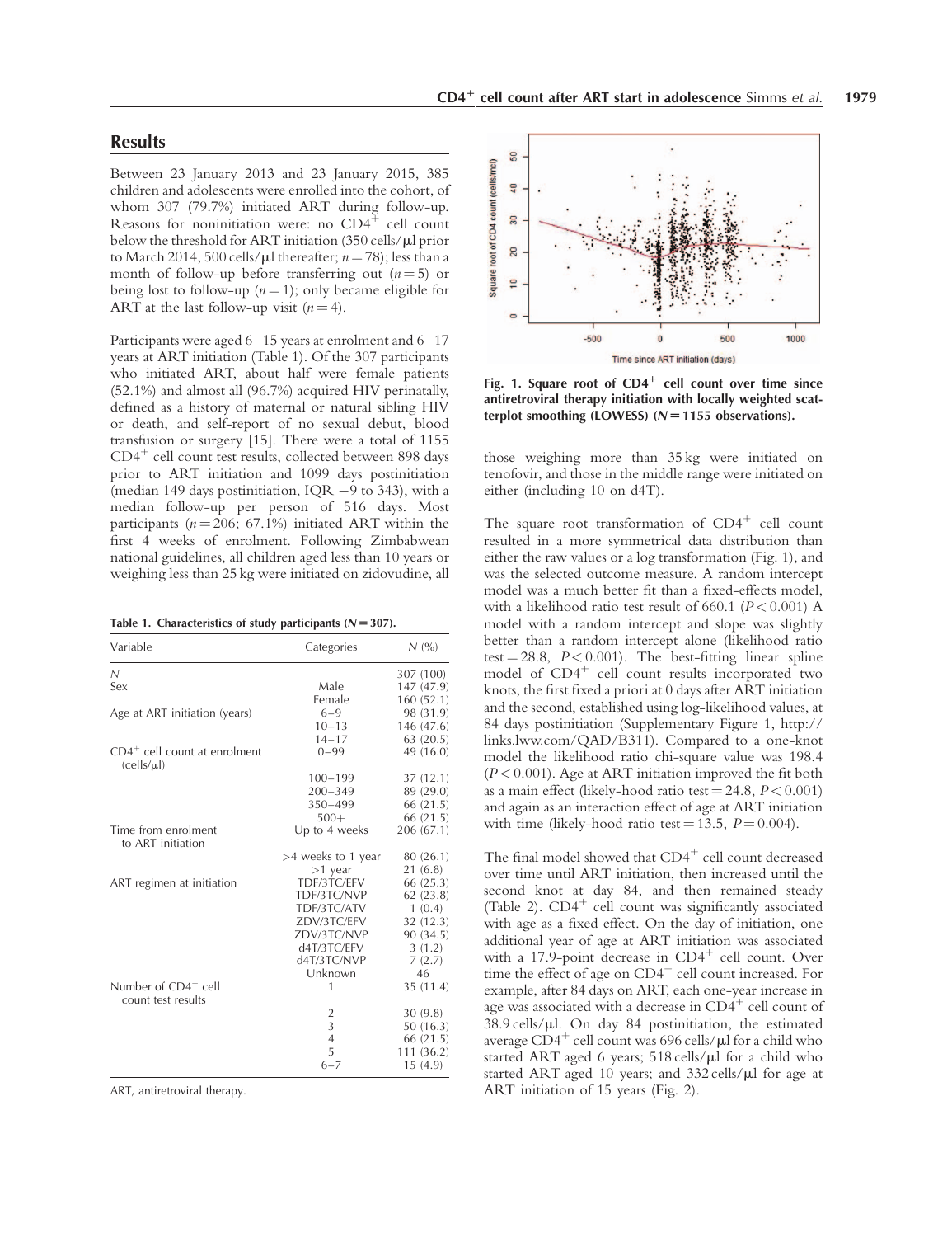## Results

Between 23 January 2013 and 23 January 2015, 385 children and adolescents were enrolled into the cohort, of whom 307 (79.7%) initiated ART during follow-up. Reasons for noninitiation were: no $CD4^+$ cell count below the threshold for ART initiation (350 cells/μl prior to March 2014, 500 cells/μl thereafter; $n = 78$); less than a month of follow-up before transferring out ($n = 5$) or being lost to follow-up ($n = 1$); only became eligible for ART at the last follow-up visit ($n = 4$).

Participants were aged 6–15 years at enrolment and 6–17 years at ART initiation (Table 1). Of the 307 participants who initiated ART, about half were female participants (52.1%) and almost all (96.7%) acquired HIV perinatally, defined as a history of maternal or natural sibling HIV or death, and self-report of no sexual debut, blood transfusion or surgery [15]. There were a total of 1155 $CD4^+$ cell count test results, collected between 898 days prior to ART initiation and 1099 days postinitiation (median 149 days postinitiation, IQR −9 to 343), with a median follow-up per person of 516 days. Most participants ($n = 206$; 67.1%) initiated ART within the first 4 weeks of enrolment. Following Zimbabwean national guidelines, all children aged less than 10 years or weighing less than 25 kg were initiated on zidovudine, all those weighing more than 35 kg were initiated on tenofovir, and those in the middle range were initiated on either (including 10 on d4T).

**Table 1. Characteristics of study participants ($N = 307$).**

| Variable | Categories | N (%) |
|---|---|---|
| N | | 307 (100) |
| Sex | Male | 147 (47.9) |
| | Female | 160 (52.1) |
| Age at ART initiation (years) | 6–9 | 98 (31.9) |
| | 10–13 | 146 (47.6) |
| | 14–17 | 63 (20.5) |
| $CD4^+$ cell count at enrolment (cells/μl) | 0–99 | 49 (16.0) |
| | 100–199 | 37 (12.1) |
| | 200–349 | 89 (29.0) |
| | 350–499 | 66 (21.5) |
| | 500+ | 66 (21.5) |
| Time from enrolment to ART initiation | Up to 4 weeks | 206 (67.1) |
| | >4 weeks to 1 year | 80 (26.1) |
| | >1 year | 21 (6.8) |
| ART regimen at initiation | TDF/3TC/EFV | 66 (25.3) |
| | TDF/3TC/NVP | 62 (23.8) |
| | TDF/3TC/ATV | 1 (0.4) |
| | ZDV/3TC/EFV | 32 (12.3) |
| | ZDV/3TC/NVP | 90 (34.5) |
| | d4T/3TC/EFV | 3 (1.2) |
| | d4T/3TC/NVP | 7 (2.7) |
| | Unknown | 46 |
| Number of $CD4^+$ cell count test results | 1 | 35 (11.4) |
| | 2 | 30 (9.8) |
| | 3 | 50 (16.3) |
| | 4 | 66 (21.5) |
| | 5 | 111 (36.2) |
| | 6–7 | 15 (4.9) |

ART, antiretroviral therapy.

**Fig. 1. Square root of $CD4^+$ cell count over time since antiretroviral therapy initiation with locally weighted scatterplot smoothing (LOWESS) ($N = 1155$ observations).**

The square root transformation of $CD4^+$ cell count resulted in a more symmetrical data distribution than either the raw values or a log transformation (Fig. 1), and was the selected outcome measure. A random intercept model was a much better fit than a fixed-effects model, with a likelihood ratio test result of 660.1 ($P < 0.001$) A model with a random intercept and slope was slightly better than a random intercept alone (likelihood ratio test = 28.8, $P < 0.001$). The best-fitting linear spline model of $CD4^+$ cell count results incorporated two knots, the first fixed a priori at 0 days after ART initiation and the second, established using log-likelihood values, at 84 days postinitiation (Supplementary Figure 1, http://links.lww.com/QAD/B311). Compared to a one-knot model the likelihood ratio chi-square value was 198.4 ($P < 0.001$). Age at ART initiation improved the fit both as a main effect (likely-hood ratio test = 24.8, $P < 0.001$) and again as an interaction effect of age at ART initiation with time (likely-hood ratio test = 13.5, $P = 0.004$).

The final model showed that $CD4^+$ cell count decreased over time until ART initiation, then increased until the second knot at day 84, and then remained steady (Table 2). $CD4^+$ cell count was significantly associated with age as a fixed effect. On the day of initiation, one additional year of age at ART initiation was associated with a 17.9-point decrease in $CD4^+$ cell count. Over time the effect of age on $CD4^+$ cell count increased. For example, after 84 days on ART, each one-year increase in age was associated with a decrease in $CD4^+$ cell count of 38.9 cells/μl. On day 84 postinitiation, the estimated average $CD4^+$ cell count was 696 cells/μl for a child who started ART aged 6 years; 518 cells/μl for a child who started ART aged 10 years; and 332 cells/μl for age at ART initiation of 15 years (Fig. 2).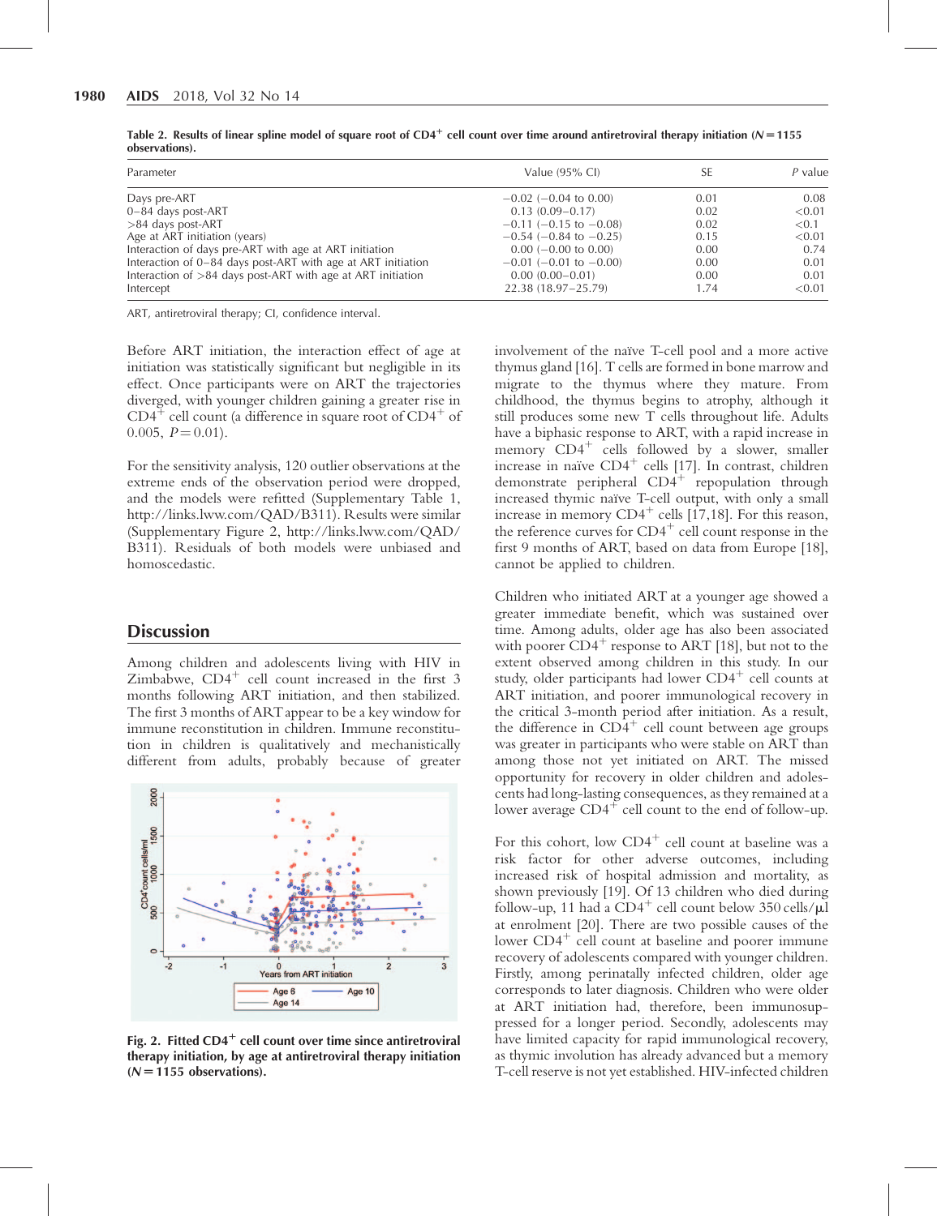Table 2. Results of linear spline model of square root of CD4$^+$ cell count over time around antiretroviral therapy initiation ($N = 1155$ observations).

| Parameter | Value (95% CI) | SE | P value |
|---|---|---|---|
| Days pre-ART | −0.02 (−0.04 to 0.00) | 0.01 | 0.08 |
| 0–84 days post-ART | 0.13 (0.09–0.17) | 0.02 | <0.01 |
| >84 days post-ART | −0.11 (−0.15 to −0.08) | 0.02 | <0.1 |
| Age at ART initiation (years) | −0.54 (−0.84 to −0.25) | 0.15 | <0.01 |
| Interaction of days pre-ART with age at ART initiation | 0.00 (−0.00 to 0.00) | 0.00 | 0.74 |
| Interaction of 0–84 days post-ART with age at ART initiation | −0.01 (−0.01 to −0.00) | 0.00 | 0.01 |
| Interaction of >84 days post-ART with age at ART initiation | 0.00 (0.00–0.01) | 0.00 | 0.01 |
| Intercept | 22.38 (18.97–25.79) | 1.74 | <0.01 |

ART, antiretroviral therapy; CI, confidence interval.

Before ART initiation, the interaction effect of age at initiation was statistically significant but negligible in its effect. Once participants were on ART the trajectories diverged, with younger children gaining a greater rise in CD4$^+$ cell count (a difference in square root of CD4$^+$ of 0.005, $P = 0.01$).

For the sensitivity analysis, 120 outlier observations at the extreme ends of the observation period were dropped, and the models were refitted (Supplementary Table 1, http://links.lww.com/QAD/B311). Results were similar (Supplementary Figure 2, http://links.lww.com/QAD/B311). Residuals of both models were unbiased and homoscedastic.

## Discussion

Among children and adolescents living with HIV in Zimbabwe, CD4$^+$ cell count increased in the first 3 months following ART initiation, and then stabilized. The first 3 months of ART appear to be a key window for immune reconstitution in children. Immune reconstitution in children is qualitatively and mechanistically different from adults, probably because of greater involvement of the naïve T-cell pool and a more active thymus gland [16]. T cells are formed in bone marrow and migrate to the thymus where they mature. From childhood, the thymus begins to atrophy, although it still produces some new T cells throughout life. Adults have a biphasic response to ART, with a rapid increase in memory CD4$^+$ cells followed by a slower, smaller increase in naïve CD4$^+$ cells [17]. In contrast, children demonstrate peripheral CD4$^+$ repopulation through increased thymic naïve T-cell output, with only a small increase in memory CD4$^+$ cells [17,18]. For this reason, the reference curves for CD4$^+$ cell count response in the first 9 months of ART, based on data from Europe [18], cannot be applied to children.

Fig. 2. Fitted CD4$^+$ cell count over time since antiretroviral therapy initiation, by age at antiretroviral therapy initiation ($N = 1155$ observations).

Children who initiated ART at a younger age showed a greater immediate benefit, which was sustained over time. Among adults, older age has also been associated with poorer CD4$^+$ response to ART [18], but not to the extent observed among children in this study. In our study, older participants had lower CD4$^+$ cell counts at ART initiation, and poorer immunological recovery in the critical 3-month period after initiation. As a result, the difference in CD4$^+$ cell count between age groups was greater in participants who were stable on ART than among those not yet initiated on ART. The missed opportunity for recovery in older children and adolescents had long-lasting consequences, as they remained at a lower average CD4$^+$ cell count to the end of follow-up.

For this cohort, low CD4$^+$ cell count at baseline was a risk factor for other adverse outcomes, including increased risk of hospital admission and mortality, as shown previously [19]. Of 13 children who died during follow-up, 11 had a CD4$^+$ cell count below 350 cells/μl at enrolment [20]. There are two possible causes of the lower CD4$^+$ cell count at baseline and poorer immune recovery of adolescents compared with younger children. Firstly, among perinatally infected children, older age corresponds to later diagnosis. Children who were older at ART initiation had, therefore, been immunosuppressed for a longer period. Secondly, adolescents may have limited capacity for rapid immunological recovery, as thymic involution has already advanced but a memory T-cell reserve is not yet established. HIV-infected children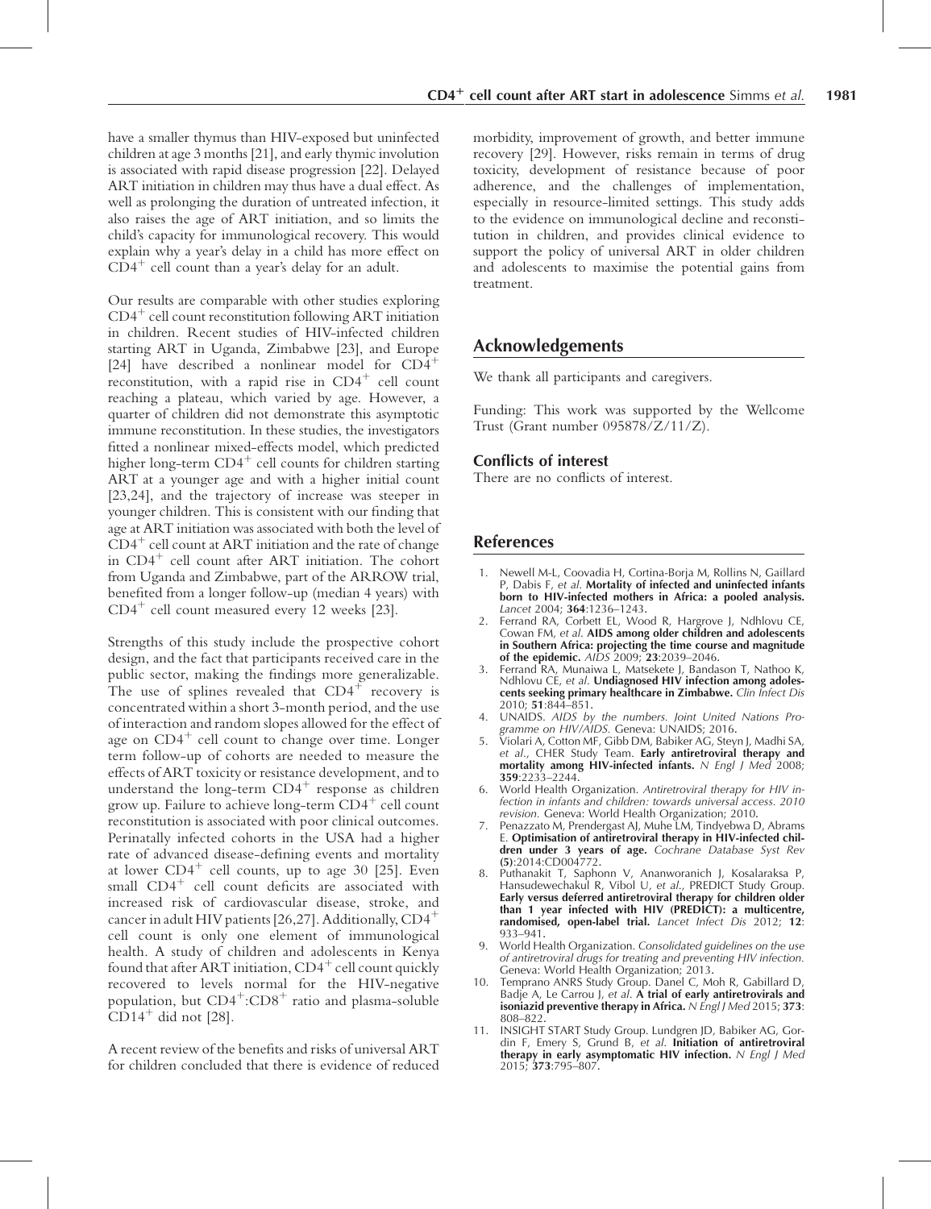have a smaller thymus than HIV-exposed but uninfected children at age 3 months [21], and early thymic involution is associated with rapid disease progression [22]. Delayed ART initiation in children may thus have a dual effect. As well as prolonging the duration of untreated infection, it also raises the age of ART initiation, and so limits the child's capacity for immunological recovery. This would explain why a year's delay in a child has more effect on $CD4^+$ cell count than a year's delay for an adult.

Our results are comparable with other studies exploring $CD4^+$ cell count reconstitution following ART initiation in children. Recent studies of HIV-infected children starting ART in Uganda, Zimbabwe [23], and Europe [24] have described a nonlinear model for $CD4^+$ reconstitution, with a rapid rise in $CD4^+$ cell count reaching a plateau, which varied by age. However, a quarter of children did not demonstrate this asymptotic immune reconstitution. In these studies, the investigators fitted a nonlinear mixed-effects model, which predicted higher long-term $CD4^+$ cell counts for children starting ART at a younger age and with a higher initial count [23,24], and the trajectory of increase was steeper in younger children. This is consistent with our finding that age at ART initiation was associated with both the level of $CD4^+$ cell count at ART initiation and the rate of change in $CD4^+$ cell count after ART initiation. The cohort from Uganda and Zimbabwe, part of the ARROW trial, benefited from a longer follow-up (median 4 years) with $CD4^+$ cell count measured every 12 weeks [23].

Strengths of this study include the prospective cohort design, and the fact that participants received care in the public sector, making the findings more generalizable. The use of splines revealed that $CD4^+$ recovery is concentrated within a short 3-month period, and the use of interaction and random slopes allowed for the effect of age on $CD4^+$ cell count to change over time. Longer term follow-up of cohorts are needed to measure the effects of ART toxicity or resistance development, and to understand the long-term $CD4^+$ response as children grow up. Failure to achieve long-term $CD4^+$ cell count reconstitution is associated with poor clinical outcomes. Perinatally infected cohorts in the USA had a higher rate of advanced disease-defining events and mortality at lower $CD4^+$ cell counts, up to age 30 [25]. Even small $CD4^+$ cell count deficits are associated with increased risk of cardiovascular disease, stroke, and cancer in adult HIV patients [26,27]. Additionally, $CD4^+$ cell count is only one element of immunological health. A study of children and adolescents in Kenya found that after ART initiation, $CD4^+$ cell count quickly recovered to levels normal for the HIV-negative population, but $CD4^+$:$CD8^+$ ratio and plasma-soluble $CD14^+$ did not [28].

A recent review of the benefits and risks of universal ART for children concluded that there is evidence of reduced morbidity, improvement of growth, and better immune recovery [29]. However, risks remain in terms of drug toxicity, development of resistance because of poor adherence, and the challenges of implementation, especially in resource-limited settings. This study adds to the evidence on immunological decline and reconstitution in children, and provides clinical evidence to support the policy of universal ART in older children and adolescents to maximise the potential gains from treatment.

## Acknowledgements

We thank all participants and caregivers.

Funding: This work was supported by the Wellcome Trust (Grant number 095878/Z/11/Z).

### Conflicts of interest

There are no conflicts of interest.

## References

1. Newell M-L, Coovadia H, Cortina-Borja M, Rollins N, Gaillard P, Dabis F, *et al.* **Mortality of infected and uninfected infants born to HIV-infected mothers in Africa: a pooled analysis.** *Lancet* 2004; **364**:1236–1243.
2. Ferrand RA, Corbett EL, Wood R, Hargrove J, Ndhlovu CE, Cowan FM, *et al.* **AIDS among older children and adolescents in Southern Africa: projecting the time course and magnitude of the epidemic.** *AIDS* 2009; **23**:2039–2046.
3. Ferrand RA, Munaiwa L, Matsekete J, Bandason T, Nathoo K, Ndhlovu CE, *et al.* **Undiagnosed HIV infection among adolescents seeking primary healthcare in Zimbabwe.** *Clin Infect Dis* 2010; **51**:844–851.
4. UNAIDS. *AIDS by the numbers. Joint United Nations Programme on HIV/AIDS.* Geneva: UNAIDS; 2016.
5. Violari A, Cotton MF, Gibb DM, Babiker AG, Steyn J, Madhi SA, *et al.*, CHER Study Team. **Early antiretroviral therapy and mortality among HIV-infected infants.** *N Engl J Med* 2008; **359**:2233–2244.
6. World Health Organization. *Antiretroviral therapy for HIV infection in infants and children: towards universal access. 2010 revision.* Geneva: World Health Organization; 2010.
7. Penazzato M, Prendergast AJ, Muhe LM, Tindyebwa D, Abrams E. **Optimisation of antiretroviral therapy in HIV-infected children under 3 years of age.** *Cochrane Database Syst Rev* **(5)**:2014:CD004772.
8. Puthanakit T, Saphonn V, Ananworanich J, Kosalaraksa P, Hansudewechakul R, Vibol U, *et al.*, PREDICT Study Group. **Early versus deferred antiretroviral therapy for children older than 1 year infected with HIV (PREDICT): a multicentre, randomised, open-label trial.** *Lancet Infect Dis* 2012; **12**: 933–941.
9. World Health Organization. *Consolidated guidelines on the use of antiretroviral drugs for treating and preventing HIV infection.* Geneva: World Health Organization; 2013.
10. Temprano ANRS Study Group. Danel C, Moh R, Gabillard D, Badje A, Le Carrou J, *et al.* **A trial of early antiretrovirals and isoniazid preventive therapy in Africa.** *N Engl J Med* 2015; **373**: 808–822.
11. INSIGHT START Study Group. Lundgren JD, Babiker AG, Gordin F, Emery S, Grund B, *et al.* **Initiation of antiretroviral therapy in early asymptomatic HIV infection.** *N Engl J Med* 2015; **373**:795–807.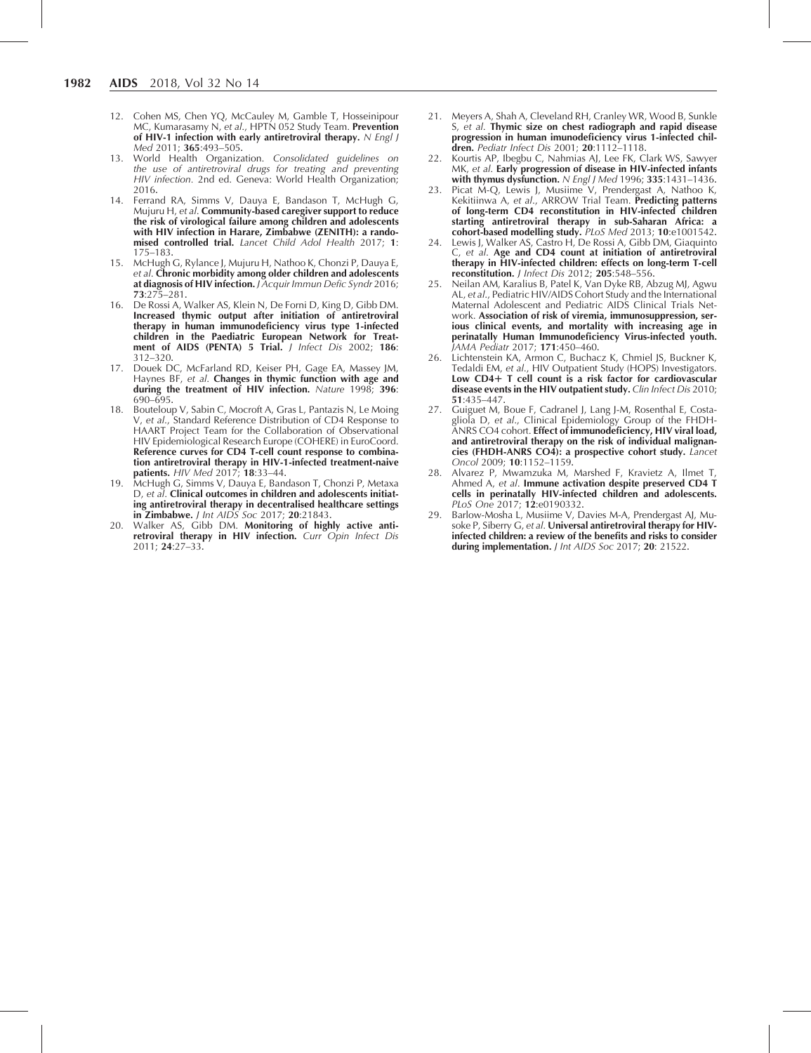12. Cohen MS, Chen YQ, McCauley M, Gamble T, Hosseinipour MC, Kumarasamy N, *et al.*, HPTN 052 Study Team. **Prevention of HIV-1 infection with early antiretroviral therapy.** *N Engl J Med* 2011; **365**:493–505.
13. World Health Organization. *Consolidated guidelines on the use of antiretroviral drugs for treating and preventing HIV infection.* 2nd ed. Geneva: World Health Organization; 2016.
14. Ferrand RA, Simms V, Dauya E, Bandason T, McHugh G, Mujuru H, *et al.* **Community-based caregiver support to reduce the risk of virological failure among children and adolescents with HIV infection in Harare, Zimbabwe (ZENITH): a randomised controlled trial.** *Lancet Child Adol Health* 2017; **1**: 175–183.
15. McHugh G, Rylance J, Mujuru H, Nathoo K, Chonzi P, Dauya E, *et al.* **Chronic morbidity among older children and adolescents at diagnosis of HIV infection.** *J Acquir Immun Defic Syndr* 2016; **73**:275–281.
16. De Rossi A, Walker AS, Klein N, De Forni D, King D, Gibb DM. **Increased thymic output after initiation of antiretroviral therapy in human immunodeficiency virus type 1-infected children in the Paediatric European Network for Treatment of AIDS (PENTA) 5 Trial.** *J Infect Dis* 2002; **186**: 312–320.
17. Douek DC, McFarland RD, Keiser PH, Gage EA, Massey JM, Haynes BF, *et al.* **Changes in thymic function with age and during the treatment of HIV infection.** *Nature* 1998; **396**: 690–695.
18. Bouteloup V, Sabin C, Mocroft A, Gras L, Pantazis N, Le Moing V, *et al.*, Standard Reference Distribution of CD4 Response to HAART Project Team for the Collaboration of Observational HIV Epidemiological Research Europe (COHERE) in EuroCoord. **Reference curves for CD4 T-cell count response to combination antiretroviral therapy in HIV-1-infected treatment-naive patients.** *HIV Med* 2017; **18**:33–44.
19. McHugh G, Simms V, Dauya E, Bandason T, Chonzi P, Metaxa D, *et al.* **Clinical outcomes in children and adolescents initiating antiretroviral therapy in decentralised healthcare settings in Zimbabwe.** *J Int AIDS Soc* 2017; **20**:21843.
20. Walker AS, Gibb DM. **Monitoring of highly active antiretroviral therapy in HIV infection.** *Curr Opin Infect Dis* 2011; **24**:27–33.
21. Meyers A, Shah A, Cleveland RH, Cranley WR, Wood B, Sunkle S, *et al.* **Thymic size on chest radiograph and rapid disease progression in human imunodeficiency virus 1-infected children.** *Pediatr Infect Dis* 2001; **20**:1112–1118.
22. Kourtis AP, Ibegbu C, Nahmias AJ, Lee FK, Clark WS, Sawyer MK, *et al.* **Early progression of disease in HIV-infected infants with thymus dysfunction.** *N Engl J Med* 1996; **335**:1431–1436.
23. Picat M-Q, Lewis J, Musiime V, Prendergast A, Nathoo K, Kekitiinwa A, *et al.*, ARROW Trial Team. **Predicting patterns of long-term CD4 reconstitution in HIV-infected children starting antiretroviral therapy in sub-Saharan Africa: a cohort-based modelling study.** *PLoS Med* 2013; **10**:e1001542.
24. Lewis J, Walker AS, Castro H, De Rossi A, Gibb DM, Giaquinto C, *et al.* **Age and CD4 count at initiation of antiretroviral therapy in HIV-infected children: effects on long-term T-cell reconstitution.** *J Infect Dis* 2012; **205**:548–556.
25. Neilan AM, Karalius B, Patel K, Van Dyke RB, Abzug MJ, Agwu AL, *et al.*, Pediatric HIV/AIDS Cohort Study and the International Maternal Adolescent and Pediatric AIDS Clinical Trials Network. **Association of risk of viremia, immunosuppression, serious clinical events, and mortality with increasing age in perinatally Human Immunodeficiency Virus-infected youth.** *JAMA Pediatr* 2017; **171**:450–460.
26. Lichtenstein KA, Armon C, Buchacz K, Chmiel JS, Buckner K, Tedaldi EM, *et al.*, HIV Outpatient Study (HOPS) Investigators. **Low CD4+ T cell count is a risk factor for cardiovascular disease events in the HIV outpatient study.** *Clin Infect Dis* 2010; **51**:435–447.
27. Guiguet M, Boue F, Cadranel J, Lang J-M, Rosenthal E, Costagliola D, *et al.*, Clinical Epidemiology Group of the FHDH-ANRS CO4 cohort. **Effect of immunodeficiency, HIV viral load, and antiretroviral therapy on the risk of individual malignancies (FHDH-ANRS CO4): a prospective cohort study.** *Lancet Oncol* 2009; **10**:1152–1159.
28. Alvarez P, Mwamzuka M, Marshed F, Kravietz A, Ilmet T, Ahmed A, *et al.* **Immune activation despite preserved CD4 T cells in perinatally HIV-infected children and adolescents.** *PLoS One* 2017; **12**:e0190332.
29. Barlow-Mosha L, Musiime V, Davies M-A, Prendergast AJ, Musoke P, Siberry G, *et al.* **Universal antiretroviral therapy for HIV-infected children: a review of the benefits and risks to consider during implementation.** *J Int AIDS Soc* 2017; **20**: 21522.